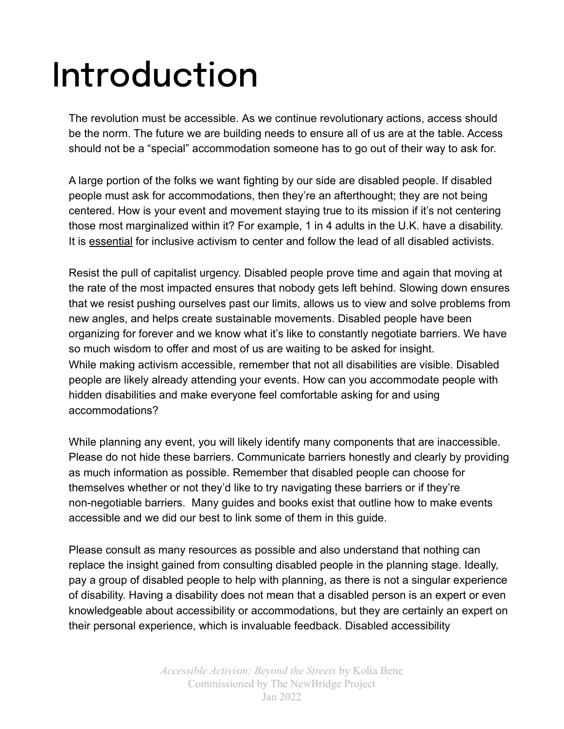# Introduction

The revolution must be accessible. As we continue revolutionary actions, access should be the norm. The future we are building needs to ensure all of us are at the table. Access should not be a "special" accommodation someone has to go out of their way to ask for.

A large portion of the folks we want fighting by our side are disabled people. If disabled people must ask for accommodations, then they're an afterthought; they are not being centered. How is your event and movement staying true to its mission if it's not centering those most marginalized within it? For example, 1 in 4 adults in the U.K. have a disability. It is <u>essential</u> for inclusive activism to center and follow the lead of all disabled activists.

Resist the pull of capitalist urgency. Disabled people prove time and again that moving at the rate of the most impacted ensures that nobody gets left behind. Slowing down ensures that we resist pushing ourselves past our limits, allows us to view and solve problems from new angles, and helps create sustainable movements. Disabled people have been organizing for forever and we know what it's like to constantly negotiate barriers. We have so much wisdom to offer and most of us are waiting to be asked for insight.
While making activism accessible, remember that not all disabilities are visible. Disabled people are likely already attending your events. How can you accommodate people with hidden disabilities and make everyone feel comfortable asking for and using accommodations?

While planning any event, you will likely identify many components that are inaccessible. Please do not hide these barriers. Communicate barriers honestly and clearly by providing as much information as possible. Remember that disabled people can choose for themselves whether or not they'd like to try navigating these barriers or if they're non-negotiable barriers. Many guides and books exist that outline how to make events accessible and we did our best to link some of them in this guide.

Please consult as many resources as possible and also understand that nothing can replace the insight gained from consulting disabled people in the planning stage. Ideally, pay a group of disabled people to help with planning, as there is not a singular experience of disability. Having a disability does not mean that a disabled person is an expert or even knowledgeable about accessibility or accommodations, but they are certainly an expert on their personal experience, which is invaluable feedback. Disabled accessibility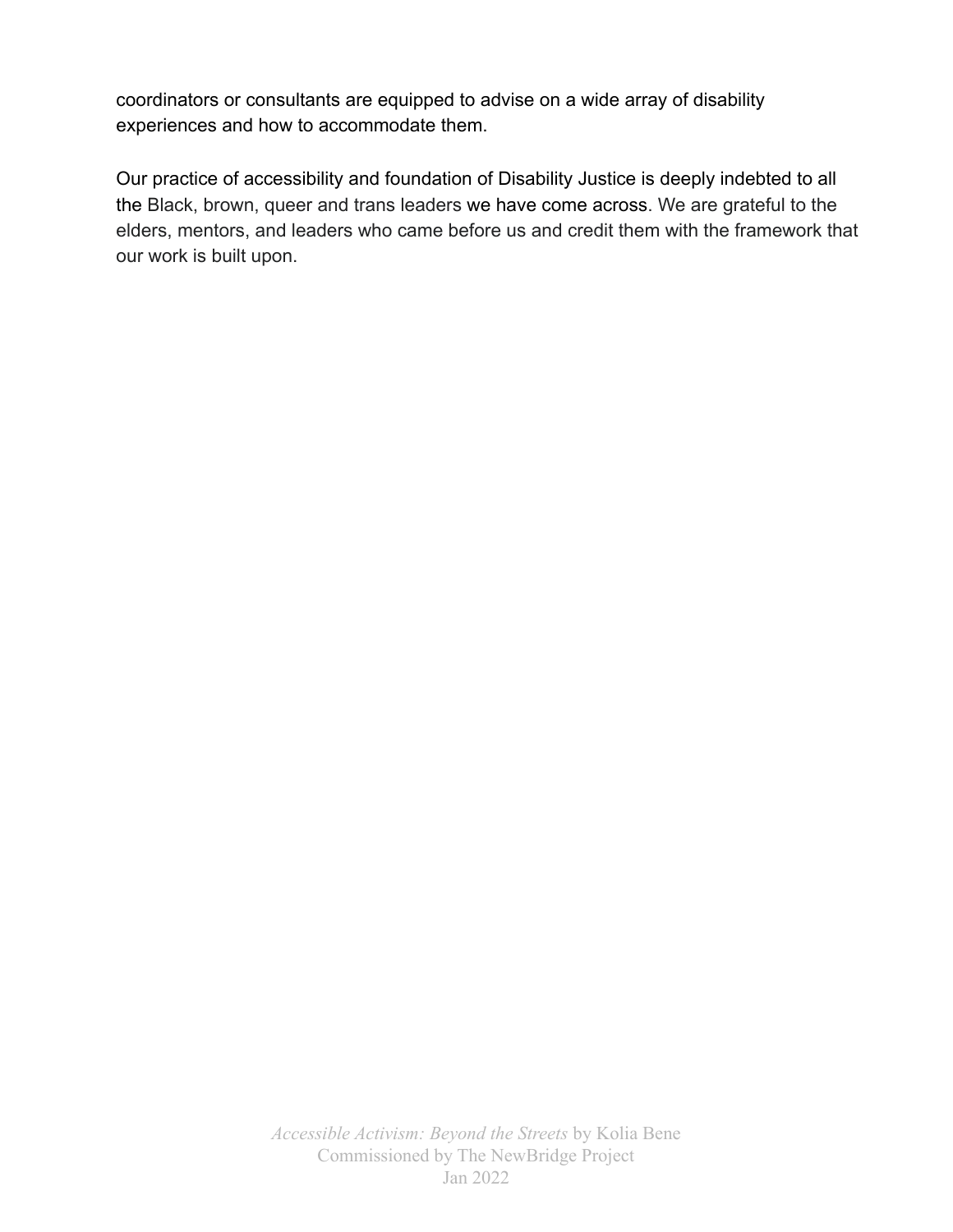coordinators or consultants are equipped to advise on a wide array of disability experiences and how to accommodate them.

Our practice of accessibility and foundation of Disability Justice is deeply indebted to all the Black, brown, queer and trans leaders we have come across. We are grateful to the elders, mentors, and leaders who came before us and credit them with the framework that our work is built upon.